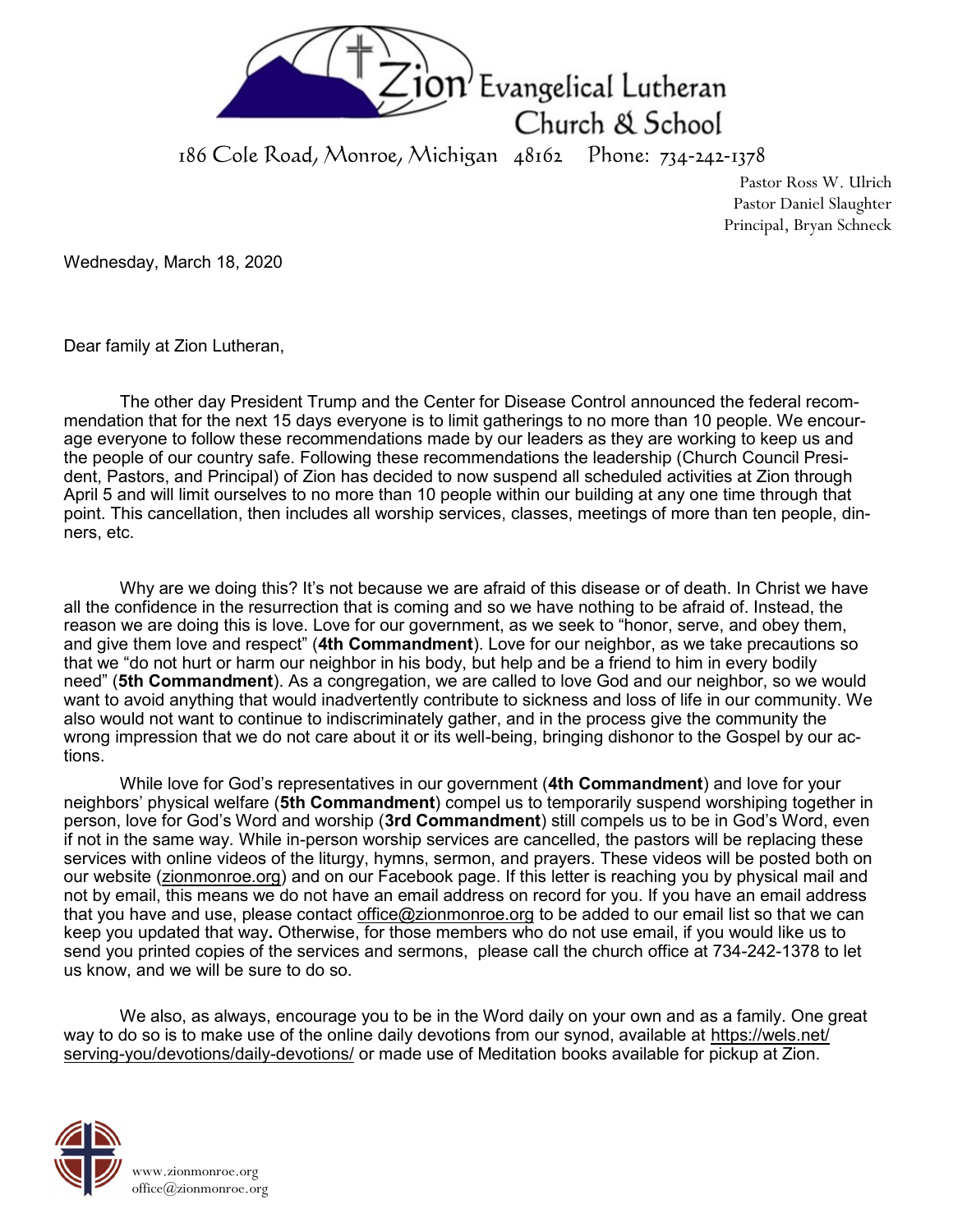# Zion Evangelical Lutheran Church & School

186 Cole Road, Monroe, Michigan 48162 Phone: 734-242-1378

Pastor Ross W. Ulrich
Pastor Daniel Slaughter
Principal, Bryan Schneck

Wednesday, March 18, 2020

Dear family at Zion Lutheran,

The other day President Trump and the Center for Disease Control announced the federal recommendation that for the next 15 days everyone is to limit gatherings to no more than 10 people. We encourage everyone to follow these recommendations made by our leaders as they are working to keep us and the people of our country safe. Following these recommendations the leadership (Church Council President, Pastors, and Principal) of Zion has decided to now suspend all scheduled activities at Zion through April 5 and will limit ourselves to no more than 10 people within our building at any one time through that point. This cancellation, then includes all worship services, classes, meetings of more than ten people, dinners, etc.

Why are we doing this? It's not because we are afraid of this disease or of death. In Christ we have all the confidence in the resurrection that is coming and so we have nothing to be afraid of. Instead, the reason we are doing this is love. Love for our government, as we seek to "honor, serve, and obey them, and give them love and respect" (**4th Commandment**). Love for our neighbor, as we take precautions so that we "do not hurt or harm our neighbor in his body, but help and be a friend to him in every bodily need" (**5th Commandment**). As a congregation, we are called to love God and our neighbor, so we would want to avoid anything that would inadvertently contribute to sickness and loss of life in our community. We also would not want to continue to indiscriminately gather, and in the process give the community the wrong impression that we do not care about it or its well-being, bringing dishonor to the Gospel by our actions.

While love for God's representatives in our government (**4th Commandment**) and love for your neighbors' physical welfare (**5th Commandment**) compel us to temporarily suspend worshiping together in person, love for God's Word and worship (**3rd Commandment**) still compels us to be in God's Word, even if not in the same way. While in-person worship services are cancelled, the pastors will be replacing these services with online videos of the liturgy, hymns, sermon, and prayers. These videos will be posted both on our website (zionmonroe.org) and on our Facebook page. If this letter is reaching you by physical mail and not by email, this means we do not have an email address on record for you. If you have an email address that you have and use, please contact office@zionmonroe.org to be added to our email list so that we can keep you updated that way**.** Otherwise, for those members who do not use email, if you would like us to send you printed copies of the services and sermons, please call the church office at 734-242-1378 to let us know, and we will be sure to do so.

We also, as always, encourage you to be in the Word daily on your own and as a family. One great way to do so is to make use of the online daily devotions from our synod, available at https://wels.net/serving-you/devotions/daily-devotions/ or made use of Meditation books available for pickup at Zion.

www.zionmonroe.org
office@zionmonroe.org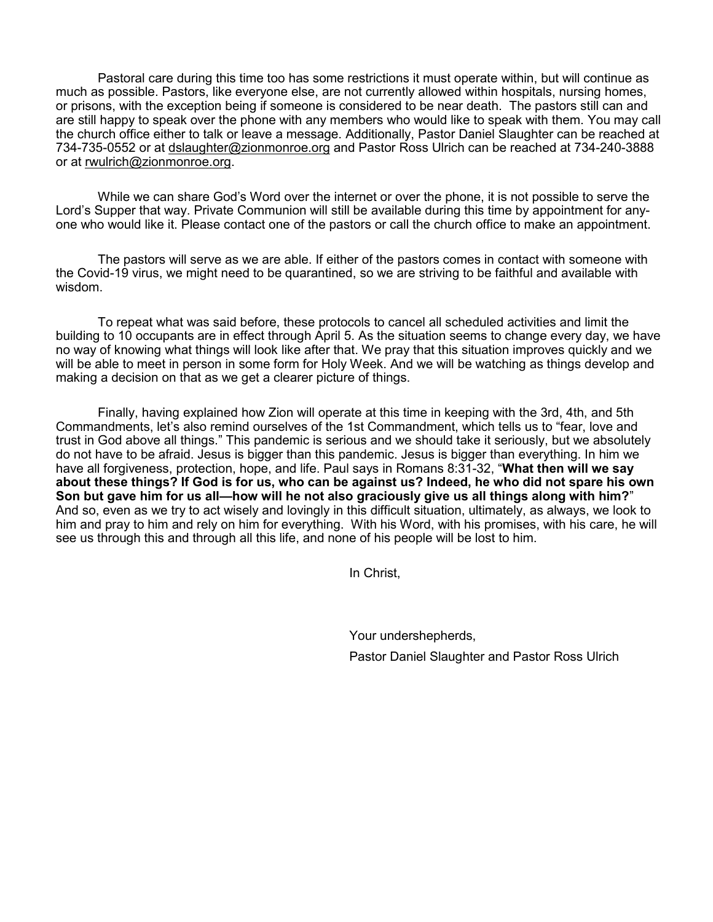Pastoral care during this time too has some restrictions it must operate within, but will continue as much as possible. Pastors, like everyone else, are not currently allowed within hospitals, nursing homes, or prisons, with the exception being if someone is considered to be near death. The pastors still can and are still happy to speak over the phone with any members who would like to speak with them. You may call the church office either to talk or leave a message. Additionally, Pastor Daniel Slaughter can be reached at 734-735-0552 or at dslaughter@zionmonroe.org and Pastor Ross Ulrich can be reached at 734-240-3888 or at rwulrich@zionmonroe.org.

While we can share God's Word over the internet or over the phone, it is not possible to serve the Lord's Supper that way. Private Communion will still be available during this time by appointment for anyone who would like it. Please contact one of the pastors or call the church office to make an appointment.

The pastors will serve as we are able. If either of the pastors comes in contact with someone with the Covid-19 virus, we might need to be quarantined, so we are striving to be faithful and available with wisdom.

To repeat what was said before, these protocols to cancel all scheduled activities and limit the building to 10 occupants are in effect through April 5. As the situation seems to change every day, we have no way of knowing what things will look like after that. We pray that this situation improves quickly and we will be able to meet in person in some form for Holy Week. And we will be watching as things develop and making a decision on that as we get a clearer picture of things.

Finally, having explained how Zion will operate at this time in keeping with the 3rd, 4th, and 5th Commandments, let's also remind ourselves of the 1st Commandment, which tells us to "fear, love and trust in God above all things." This pandemic is serious and we should take it seriously, but we absolutely do not have to be afraid. Jesus is bigger than this pandemic. Jesus is bigger than everything. In him we have all forgiveness, protection, hope, and life. Paul says in Romans 8:31-32, "**What then will we say about these things? If God is for us, who can be against us? Indeed, he who did not spare his own Son but gave him for us all—how will he not also graciously give us all things along with him?**" And so, even as we try to act wisely and lovingly in this difficult situation, ultimately, as always, we look to him and pray to him and rely on him for everything. With his Word, with his promises, with his care, he will see us through this and through all this life, and none of his people will be lost to him.

In Christ,

Your undershepherds,

Pastor Daniel Slaughter and Pastor Ross Ulrich